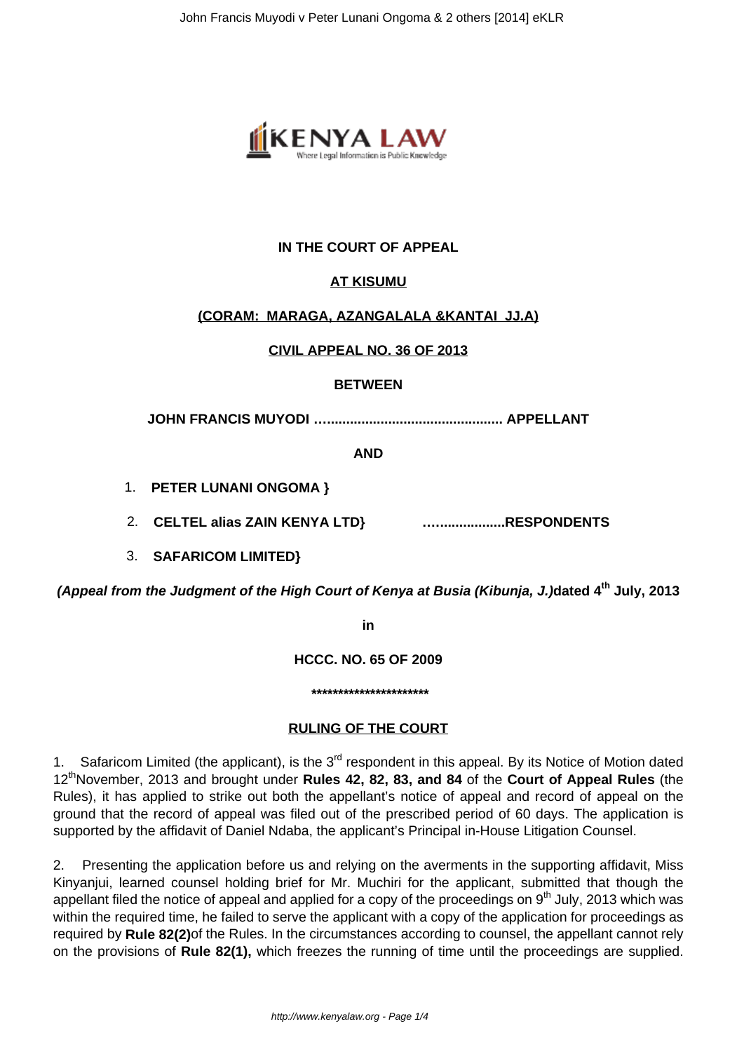**IN THE COURT OF APPEAL**

**AT KISUMU**

**(CORAM: MARAGA, AZANGALALA &KANTAI JJ.A)**

**CIVIL APPEAL NO. 36 OF 2013**

**BETWEEN**

**JOHN FRANCIS MUYODI ................................................ APPELLANT**

**AND**

1. **PETER LUNANI ONGOMA }**
2. **CELTEL alias ZAIN KENYA LTD} ….................RESPONDENTS**
3. **SAFARICOM LIMITED}**

***(Appeal from the Judgment of the High Court of Kenya at Busia (Kibunja, J.)*dated 4th July, 2013**

**in**

**HCCC. NO. 65 OF 2009**

**\*\*\*\*\*\*\*\*\*\*\*\*\*\*\*\*\*\*\*\*\*\***

**RULING OF THE COURT**

1. Safaricom Limited (the applicant), is the 3rd respondent in this appeal. By its Notice of Motion dated 12thNovember, 2013 and brought under **Rules 42, 82, 83, and 84** of the **Court of Appeal Rules** (the Rules), it has applied to strike out both the appellant's notice of appeal and record of appeal on the ground that the record of appeal was filed out of the prescribed period of 60 days. The application is supported by the affidavit of Daniel Ndaba, the applicant's Principal in-House Litigation Counsel.

2. Presenting the application before us and relying on the averments in the supporting affidavit, Miss Kinyanjui, learned counsel holding brief for Mr. Muchiri for the applicant, submitted that though the appellant filed the notice of appeal and applied for a copy of the proceedings on 9th July, 2013 which was within the required time, he failed to serve the applicant with a copy of the application for proceedings as required by **Rule 82(2)**of the Rules. In the circumstances according to counsel, the appellant cannot rely on the provisions of **Rule 82(1),** which freezes the running of time until the proceedings are supplied.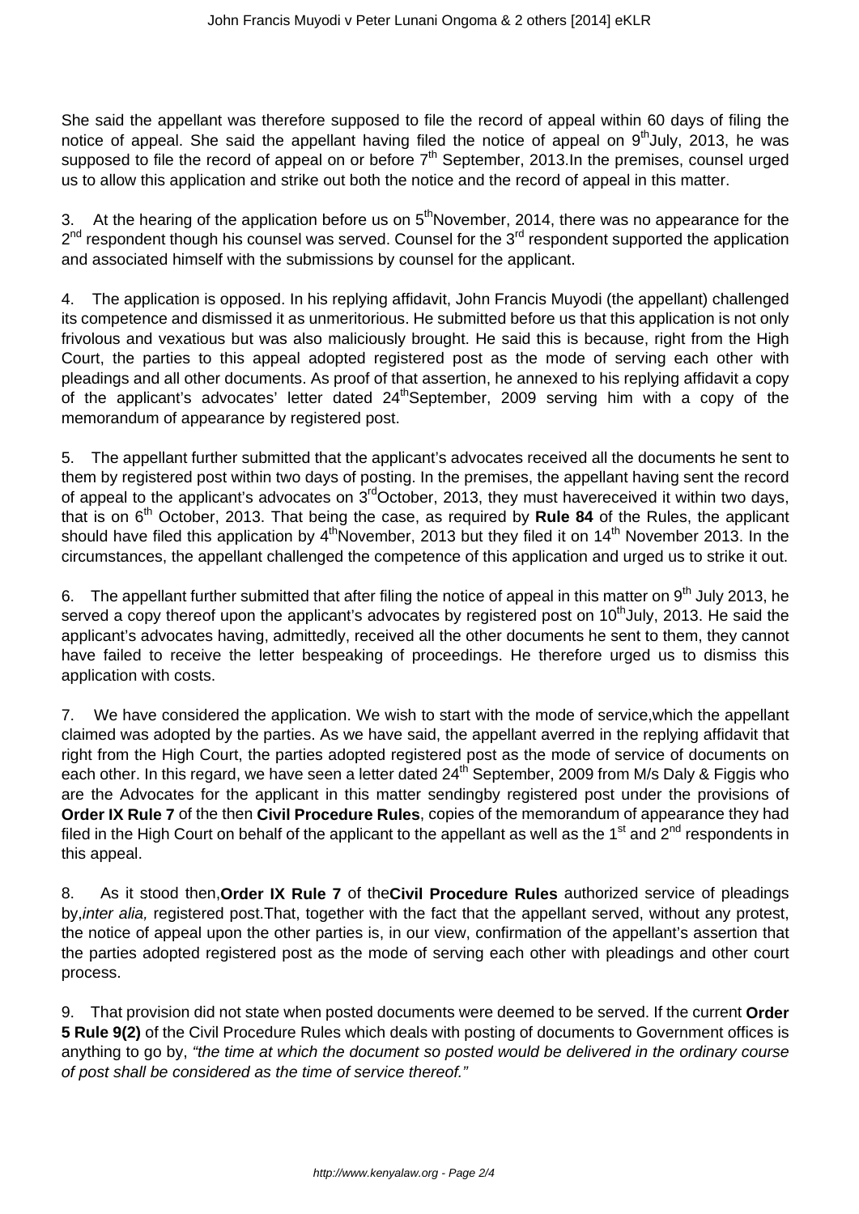She said the appellant was therefore supposed to file the record of appeal within 60 days of filing the notice of appeal. She said the appellant having filed the notice of appeal on 9th July, 2013, he was supposed to file the record of appeal on or before 7th September, 2013.In the premises, counsel urged us to allow this application and strike out both the notice and the record of appeal in this matter.

3. At the hearing of the application before us on 5th November, 2014, there was no appearance for the 2nd respondent though his counsel was served. Counsel for the 3rd respondent supported the application and associated himself with the submissions by counsel for the applicant.

4. The application is opposed. In his replying affidavit, John Francis Muyodi (the appellant) challenged its competence and dismissed it as unmeritorious. He submitted before us that this application is not only frivolous and vexatious but was also maliciously brought. He said this is because, right from the High Court, the parties to this appeal adopted registered post as the mode of serving each other with pleadings and all other documents. As proof of that assertion, he annexed to his replying affidavit a copy of the applicant's advocates' letter dated 24th September, 2009 serving him with a copy of the memorandum of appearance by registered post.

5. The appellant further submitted that the applicant's advocates received all the documents he sent to them by registered post within two days of posting. In the premises, the appellant having sent the record of appeal to the applicant's advocates on 3rd October, 2013, they must havereceived it within two days, that is on 6th October, 2013. That being the case, as required by **Rule 84** of the Rules, the applicant should have filed this application by 4th November, 2013 but they filed it on 14th November 2013. In the circumstances, the appellant challenged the competence of this application and urged us to strike it out.

6. The appellant further submitted that after filing the notice of appeal in this matter on 9th July 2013, he served a copy thereof upon the applicant's advocates by registered post on 10th July, 2013. He said the applicant's advocates having, admittedly, received all the other documents he sent to them, they cannot have failed to receive the letter bespeaking of proceedings. He therefore urged us to dismiss this application with costs.

7. We have considered the application. We wish to start with the mode of service,which the appellant claimed was adopted by the parties. As we have said, the appellant averred in the replying affidavit that right from the High Court, the parties adopted registered post as the mode of service of documents on each other. In this regard, we have seen a letter dated 24th September, 2009 from M/s Daly & Figgis who are the Advocates for the applicant in this matter sendingby registered post under the provisions of **Order IX Rule 7** of the then **Civil Procedure Rules**, copies of the memorandum of appearance they had filed in the High Court on behalf of the applicant to the appellant as well as the 1st and 2nd respondents in this appeal.

8. As it stood then,**Order IX Rule 7** of the**Civil Procedure Rules** authorized service of pleadings by,*inter alia,* registered post.That, together with the fact that the appellant served, without any protest, the notice of appeal upon the other parties is, in our view, confirmation of the appellant's assertion that the parties adopted registered post as the mode of serving each other with pleadings and other court process.

9. That provision did not state when posted documents were deemed to be served. If the current **Order 5 Rule 9(2)** of the Civil Procedure Rules which deals with posting of documents to Government offices is anything to go by, *"the time at which the document so posted would be delivered in the ordinary course of post shall be considered as the time of service thereof."*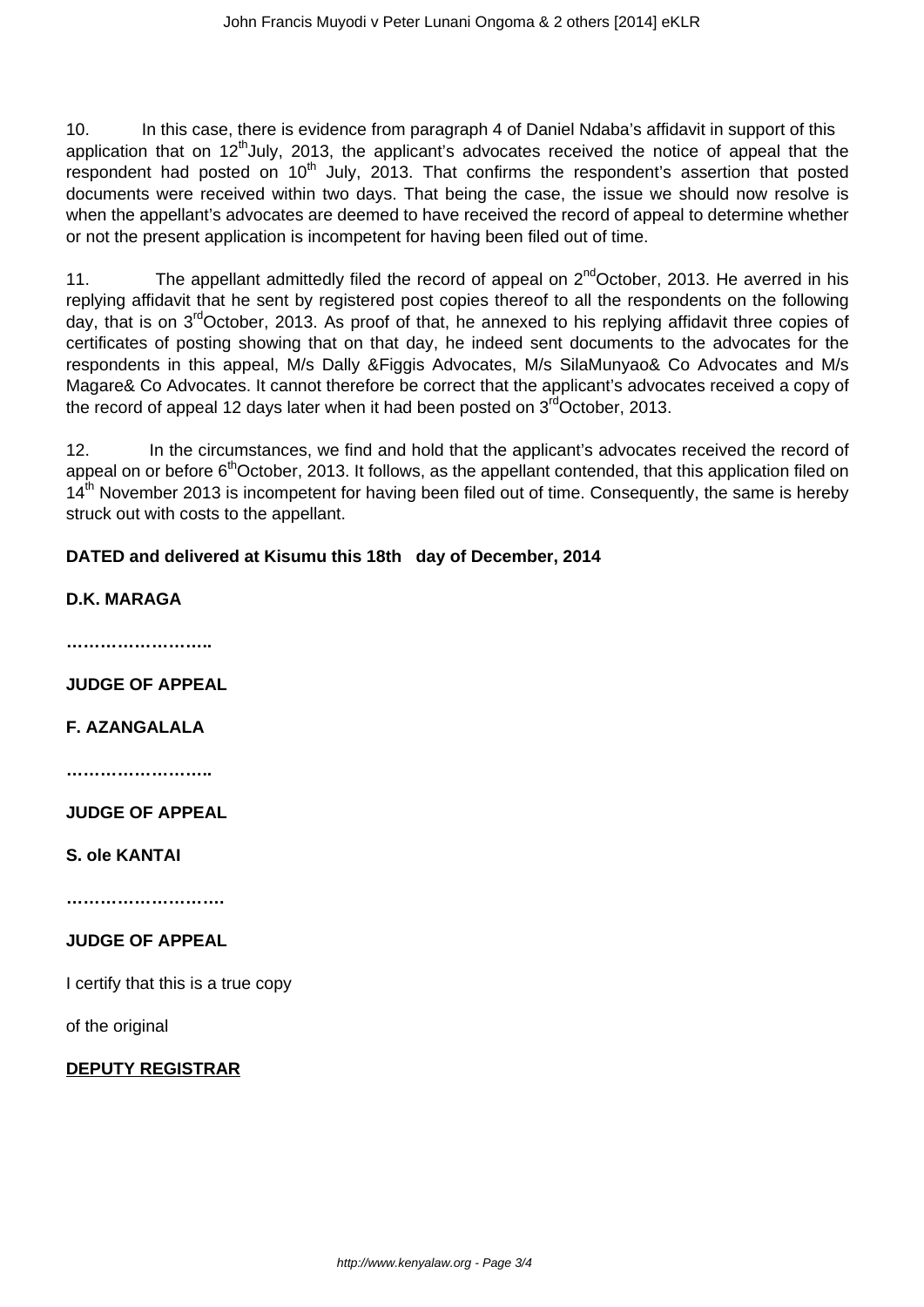10. In this case, there is evidence from paragraph 4 of Daniel Ndaba's affidavit in support of this application that on 12th July, 2013, the applicant's advocates received the notice of appeal that the respondent had posted on 10th July, 2013. That confirms the respondent's assertion that posted documents were received within two days. That being the case, the issue we should now resolve is when the appellant's advocates are deemed to have received the record of appeal to determine whether or not the present application is incompetent for having been filed out of time.

11. The appellant admittedly filed the record of appeal on 2nd October, 2013. He averred in his replying affidavit that he sent by registered post copies thereof to all the respondents on the following day, that is on 3rd October, 2013. As proof of that, he annexed to his replying affidavit three copies of certificates of posting showing that on that day, he indeed sent documents to the advocates for the respondents in this appeal, M/s Dally &Figgis Advocates, M/s SilaMunyao& Co Advocates and M/s Magare& Co Advocates. It cannot therefore be correct that the applicant's advocates received a copy of the record of appeal 12 days later when it had been posted on 3rd October, 2013.

12. In the circumstances, we find and hold that the applicant's advocates received the record of appeal on or before 6th October, 2013. It follows, as the appellant contended, that this application filed on 14th November 2013 is incompetent for having been filed out of time. Consequently, the same is hereby struck out with costs to the appellant.

**DATED and delivered at Kisumu this 18th day of December, 2014**

**D.K. MARAGA**

**……………………..**

**JUDGE OF APPEAL**

**F. AZANGALALA**

**……………………..**

**JUDGE OF APPEAL**

**S. ole KANTAI**

**……………………….**

**JUDGE OF APPEAL**

I certify that this is a true copy

of the original

**DEPUTY REGISTRAR**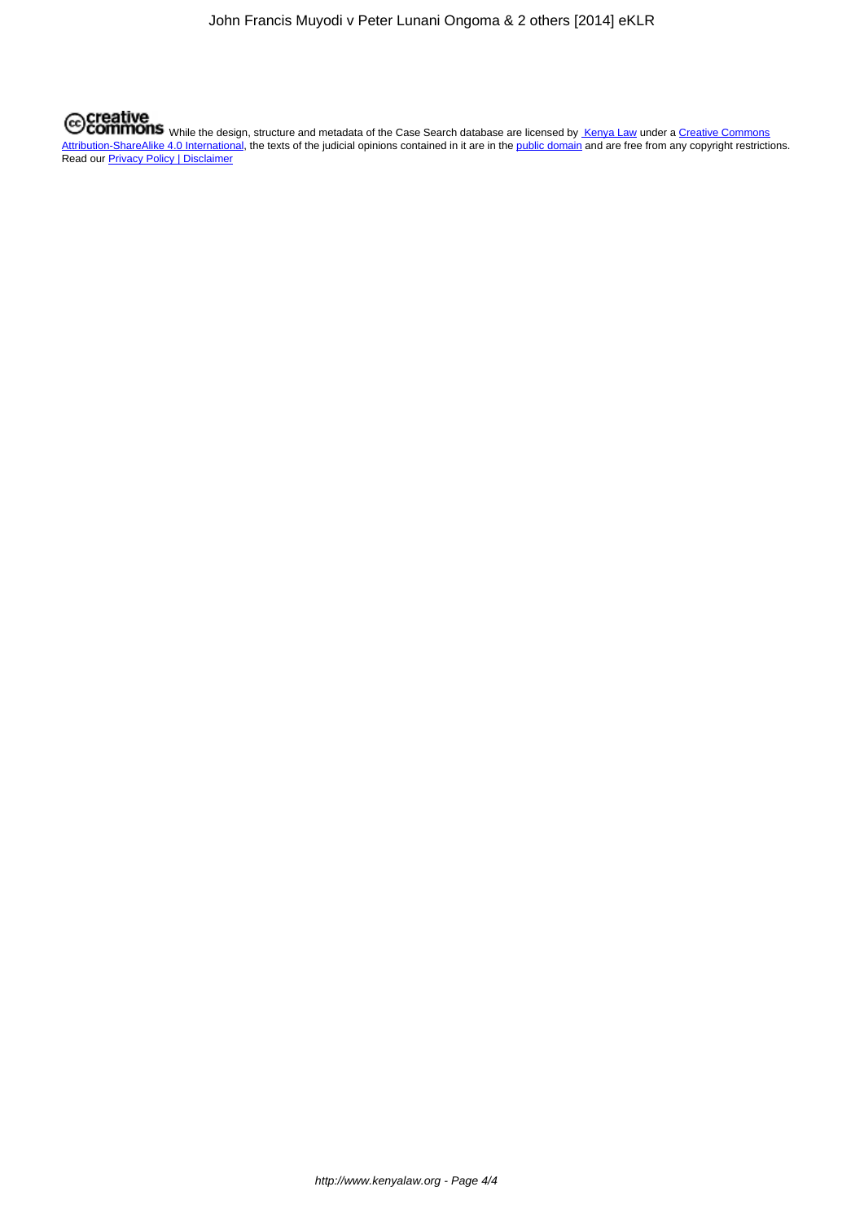While the design, structure and metadata of the Case Search database are licensed by Kenya Law under a Creative Commons Attribution-ShareAlike 4.0 International, the texts of the judicial opinions contained in it are in the public domain and are free from any copyright restrictions.
Read our Privacy Policy | Disclaimer